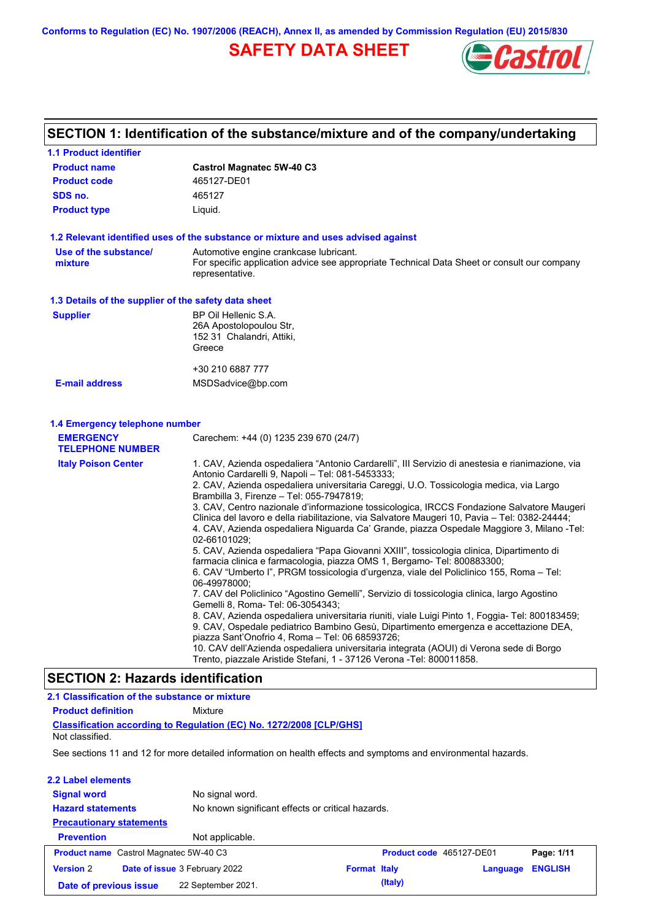Conforms to Regulation (EC) No. 1907/2006 (REACH), Annex II, as amended by Commission Regulation (EU) 2015/830

# SAFETY DATA SHEET

## SECTION 1: Identification of the substance/mixture and of the company/undertaking

### 1.1 Product identifier

| | |
|---|---|
| **Product name** | **Castrol Magnatec 5W-40 C3** |
| **Product code** | 465127-DE01 |
| **SDS no.** | 465127 |
| **Product type** | Liquid. |

### 1.2 Relevant identified uses of the substance or mixture and uses advised against

| | |
|---|---|
| **Use of the substance/ mixture** | Automotive engine crankcase lubricant. For specific application advice see appropriate Technical Data Sheet or consult our company representative. |

### 1.3 Details of the supplier of the safety data sheet

| | |
|---|---|
| **Supplier** | BP Oil Hellenic S.A.<br>26A Apostolopoulou Str,<br>152 31 Chalandri, Attiki,<br>Greece<br><br>+30 210 6887 777 |
| **E-mail address** | MSDSadvice@bp.com |

### 1.4 Emergency telephone number

**EMERGENCY TELEPHONE NUMBER**: Carechem: +44 (0) 1235 239 670 (24/7)

**Italy Poison Center**:

1. CAV, Azienda ospedaliera “Antonio Cardarelli”, III Servizio di anestesia e rianimazione, via Antonio Cardarelli 9, Napoli – Tel: 081-5453333;
2. CAV, Azienda ospedaliera universitaria Careggi, U.O. Tossicologia medica, via Largo Brambilla 3, Firenze – Tel: 055-7947819;
3. CAV, Centro nazionale d’informazione tossicologica, IRCCS Fondazione Salvatore Maugeri Clinica del lavoro e della riabilitazione, via Salvatore Maugeri 10, Pavia – Tel: 0382-24444;
4. CAV, Azienda ospedaliera Niguarda Ca’ Grande, piazza Ospedale Maggiore 3, Milano -Tel: 02-66101029;
5. CAV, Azienda ospedaliera “Papa Giovanni XXIII”, tossicologia clinica, Dipartimento di farmacia clinica e farmacologia, piazza OMS 1, Bergamo- Tel: 800883300;
6. CAV “Umberto I”, PRGM tossicologia d’urgenza, viale del Policlinico 155, Roma – Tel: 06-49978000;
7. CAV del Policlinico “Agostino Gemelli”, Servizio di tossicologia clinica, largo Agostino Gemelli 8, Roma- Tel: 06-3054343;
8. CAV, Azienda ospedaliera universitaria riuniti, viale Luigi Pinto 1, Foggia- Tel: 800183459;
9. CAV, Ospedale pediatrico Bambino Gesù, Dipartimento emergenza e accettazione DEA, piazza Sant’Onofrio 4, Roma – Tel: 06 68593726;
10. CAV dell’Azienda ospedaliera universitaria integrata (AOUI) di Verona sede di Borgo Trento, piazzale Aristide Stefani, 1 - 37126 Verona -Tel: 800011858.

## SECTION 2: Hazards identification

### 2.1 Classification of the substance or mixture

**Product definition**: Mixture

**Classification according to Regulation (EC) No. 1272/2008 [CLP/GHS]**

Not classified.

See sections 11 and 12 for more detailed information on health effects and symptoms and environmental hazards.

### 2.2 Label elements

| | |
|---|---|
| **Signal word** | No signal word. |
| **Hazard statements** | No known significant effects or critical hazards. |
| **Precautionary statements** | |
| **Prevention** | Not applicable. |

| | | | |
|---|---|---|---|
| **Product name** Castrol Magnatec 5W-40 C3 | | **Product code** 465127-DE01 | |
| **Version** 2 | **Date of issue** 3 February 2022 | **Format** Italy (Italy) | **Language** ENGLISH |
| **Date of previous issue** 22 September 2021. | | | |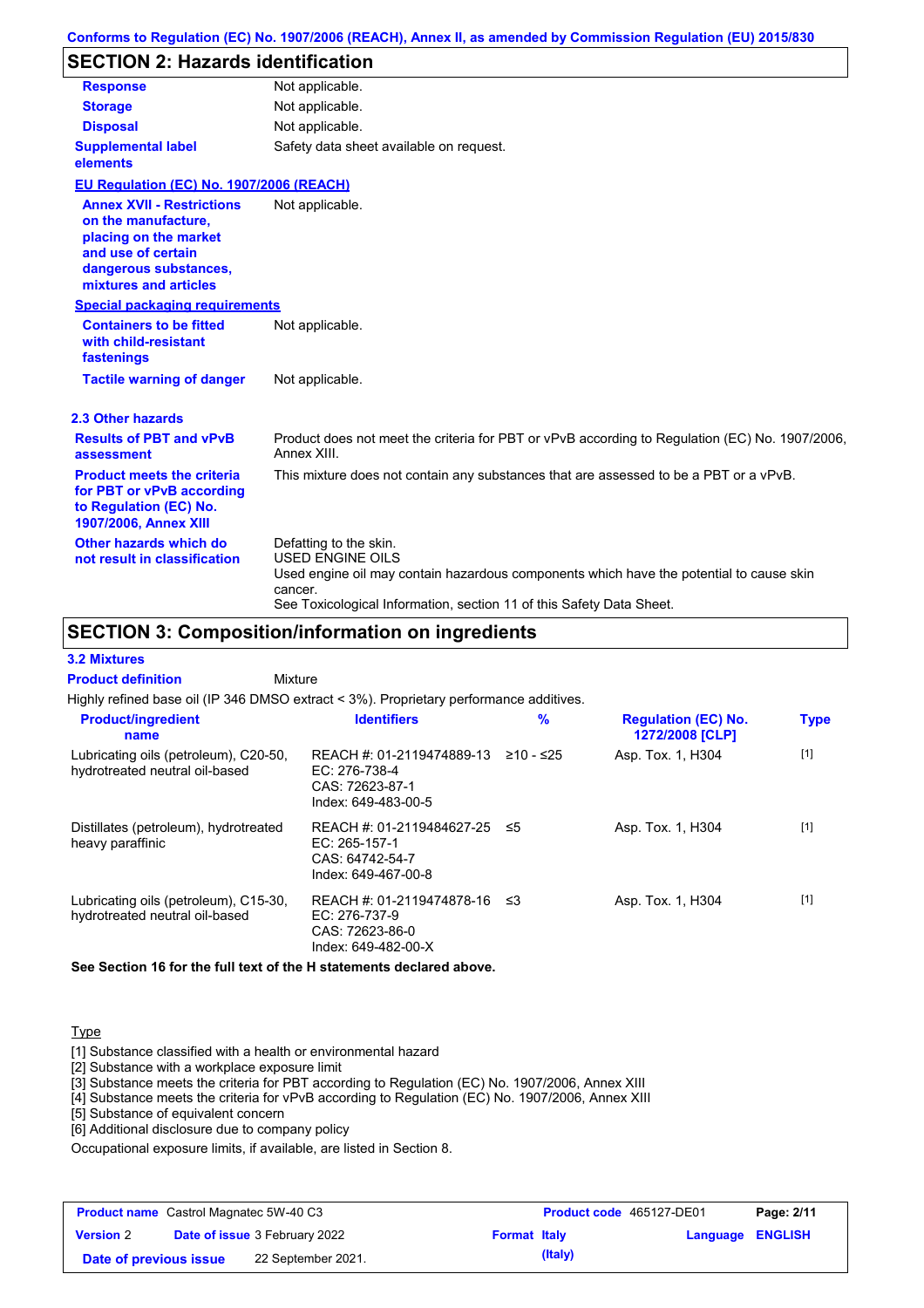## SECTION 2: Hazards identification

| | |
|---|---|
| **Response** | Not applicable. |
| **Storage** | Not applicable. |
| **Disposal** | Not applicable. |
| **Supplemental label elements** | Safety data sheet available on request. |

**EU Regulation (EC) No. 1907/2006 (REACH)**

| | |
|---|---|
| **Annex XVII - Restrictions on the manufacture, placing on the market and use of certain dangerous substances, mixtures and articles** | Not applicable. |

**Special packaging requirements**

| | |
|---|---|
| **Containers to be fitted with child-resistant fastenings** | Not applicable. |
| **Tactile warning of danger** | Not applicable. |

### 2.3 Other hazards

| | |
|---|---|
| **Results of PBT and vPvB assessment** | Product does not meet the criteria for PBT or vPvB according to Regulation (EC) No. 1907/2006, Annex XIII. |
| **Product meets the criteria for PBT or vPvB according to Regulation (EC) No. 1907/2006, Annex XIII** | This mixture does not contain any substances that are assessed to be a PBT or a vPvB. |
| **Other hazards which do not result in classification** | Defatting to the skin. USED ENGINE OILS Used engine oil may contain hazardous components which have the potential to cause skin cancer. See Toxicological Information, section 11 of this Safety Data Sheet. |

## SECTION 3: Composition/information on ingredients

### 3.2 Mixtures

**Product definition** Mixture

Highly refined base oil (IP 346 DMSO extract < 3%). Proprietary performance additives.

| Product/ingredient name | Identifiers | % | Regulation (EC) No. 1272/2008 [CLP] | Type |
|---|---|---|---|---|
| Lubricating oils (petroleum), C20-50, hydrotreated neutral oil-based | REACH #: 01-2119474889-13<br>EC: 276-738-4<br>CAS: 72623-87-1<br>Index: 649-483-00-5 | ≥10 - ≤25 | Asp. Tox. 1, H304 | [1] |
| Distillates (petroleum), hydrotreated heavy paraffinic | REACH #: 01-2119484627-25<br>EC: 265-157-1<br>CAS: 64742-54-7<br>Index: 649-467-00-8 | ≤5 | Asp. Tox. 1, H304 | [1] |
| Lubricating oils (petroleum), C15-30, hydrotreated neutral oil-based | REACH #: 01-2119474878-16<br>EC: 276-737-9<br>CAS: 72623-86-0<br>Index: 649-482-00-X | ≤3 | Asp. Tox. 1, H304 | [1] |

**See Section 16 for the full text of the H statements declared above.**

Type

[1] Substance classified with a health or environmental hazard
[2] Substance with a workplace exposure limit
[3] Substance meets the criteria for PBT according to Regulation (EC) No. 1907/2006, Annex XIII
[4] Substance meets the criteria for vPvB according to Regulation (EC) No. 1907/2006, Annex XIII
[5] Substance of equivalent concern
[6] Additional disclosure due to company policy

Occupational exposure limits, if available, are listed in Section 8.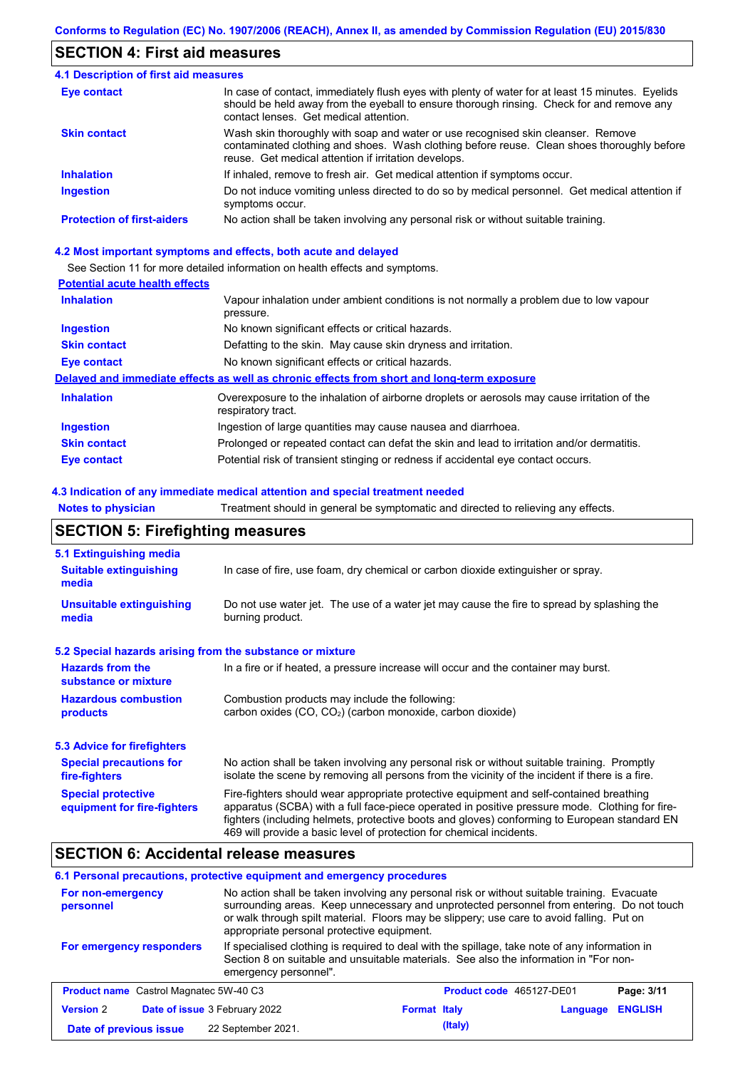## SECTION 4: First aid measures

### 4.1 Description of first aid measures

| | |
|---|---|
| **Eye contact** | In case of contact, immediately flush eyes with plenty of water for at least 15 minutes. Eyelids should be held away from the eyeball to ensure thorough rinsing. Check for and remove any contact lenses. Get medical attention. |
| **Skin contact** | Wash skin thoroughly with soap and water or use recognised skin cleanser. Remove contaminated clothing and shoes. Wash clothing before reuse. Clean shoes thoroughly before reuse. Get medical attention if irritation develops. |
| **Inhalation** | If inhaled, remove to fresh air. Get medical attention if symptoms occur. |
| **Ingestion** | Do not induce vomiting unless directed to do so by medical personnel. Get medical attention if symptoms occur. |
| **Protection of first-aiders** | No action shall be taken involving any personal risk or without suitable training. |

### 4.2 Most important symptoms and effects, both acute and delayed

See Section 11 for more detailed information on health effects and symptoms.

**Potential acute health effects**

| | |
|---|---|
| **Inhalation** | Vapour inhalation under ambient conditions is not normally a problem due to low vapour pressure. |
| **Ingestion** | No known significant effects or critical hazards. |
| **Skin contact** | Defatting to the skin. May cause skin dryness and irritation. |
| **Eye contact** | No known significant effects or critical hazards. |

**Delayed and immediate effects as well as chronic effects from short and long-term exposure**

| | |
|---|---|
| **Inhalation** | Overexposure to the inhalation of airborne droplets or aerosols may cause irritation of the respiratory tract. |
| **Ingestion** | Ingestion of large quantities may cause nausea and diarrhoea. |
| **Skin contact** | Prolonged or repeated contact can defat the skin and lead to irritation and/or dermatitis. |
| **Eye contact** | Potential risk of transient stinging or redness if accidental eye contact occurs. |

### 4.3 Indication of any immediate medical attention and special treatment needed

| | |
|---|---|
| **Notes to physician** | Treatment should in general be symptomatic and directed to relieving any effects. |

## SECTION 5: Firefighting measures

### 5.1 Extinguishing media

| | |
|---|---|
| **Suitable extinguishing media** | In case of fire, use foam, dry chemical or carbon dioxide extinguisher or spray. |
| **Unsuitable extinguishing media** | Do not use water jet. The use of a water jet may cause the fire to spread by splashing the burning product. |

### 5.2 Special hazards arising from the substance or mixture

| | |
|---|---|
| **Hazards from the substance or mixture** | In a fire or if heated, a pressure increase will occur and the container may burst. |
| **Hazardous combustion products** | Combustion products may include the following: carbon oxides (CO, $CO_2$) (carbon monoxide, carbon dioxide) |

### 5.3 Advice for firefighters

| | |
|---|---|
| **Special precautions for fire-fighters** | No action shall be taken involving any personal risk or without suitable training. Promptly isolate the scene by removing all persons from the vicinity of the incident if there is a fire. |
| **Special protective equipment for fire-fighters** | Fire-fighters should wear appropriate protective equipment and self-contained breathing apparatus (SCBA) with a full face-piece operated in positive pressure mode. Clothing for fire-fighters (including helmets, protective boots and gloves) conforming to European standard EN 469 will provide a basic level of protection for chemical incidents. |

## SECTION 6: Accidental release measures

### 6.1 Personal precautions, protective equipment and emergency procedures

| | |
|---|---|
| **For non-emergency personnel** | No action shall be taken involving any personal risk or without suitable training. Evacuate surrounding areas. Keep unnecessary and unprotected personnel from entering. Do not touch or walk through spilt material. Floors may be slippery; use care to avoid falling. Put on appropriate personal protective equipment. |
| **For emergency responders** | If specialised clothing is required to deal with the spillage, take note of any information in Section 8 on suitable and unsuitable materials. See also the information in "For non-emergency personnel". |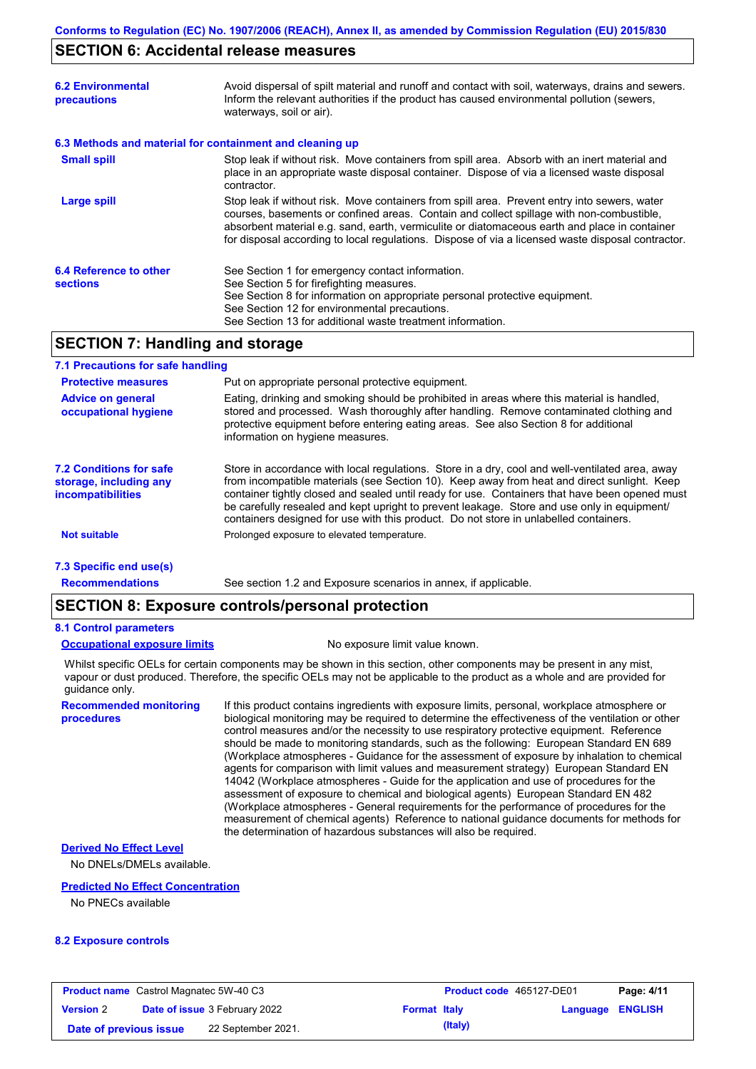## SECTION 6: Accidental release measures

| | |
|---|---|
| **6.2 Environmental precautions** | Avoid dispersal of spilt material and runoff and contact with soil, waterways, drains and sewers. Inform the relevant authorities if the product has caused environmental pollution (sewers, waterways, soil or air). |

**6.3 Methods and material for containment and cleaning up**

| | |
|---|---|
| **Small spill** | Stop leak if without risk. Move containers from spill area. Absorb with an inert material and place in an appropriate waste disposal container. Dispose of via a licensed waste disposal contractor. |
| **Large spill** | Stop leak if without risk. Move containers from spill area. Prevent entry into sewers, water courses, basements or confined areas. Contain and collect spillage with non-combustible, absorbent material e.g. sand, earth, vermiculite or diatomaceous earth and place in container for disposal according to local regulations. Dispose of via a licensed waste disposal contractor. |
| **6.4 Reference to other sections** | See Section 1 for emergency contact information.<br>See Section 5 for firefighting measures.<br>See Section 8 for information on appropriate personal protective equipment.<br>See Section 12 for environmental precautions.<br>See Section 13 for additional waste treatment information. |

## SECTION 7: Handling and storage

**7.1 Precautions for safe handling**

| | |
|---|---|
| **Protective measures** | Put on appropriate personal protective equipment. |
| **Advice on general occupational hygiene** | Eating, drinking and smoking should be prohibited in areas where this material is handled, stored and processed. Wash thoroughly after handling. Remove contaminated clothing and protective equipment before entering eating areas. See also Section 8 for additional information on hygiene measures. |
| **7.2 Conditions for safe storage, including any incompatibilities** | Store in accordance with local regulations. Store in a dry, cool and well-ventilated area, away from incompatible materials (see Section 10). Keep away from heat and direct sunlight. Keep container tightly closed and sealed until ready for use. Containers that have been opened must be carefully resealed and kept upright to prevent leakage. Store and use only in equipment/ containers designed for use with this product. Do not store in unlabelled containers. |
| **Not suitable** | Prolonged exposure to elevated temperature. |

**7.3 Specific end use(s)**

| | |
|---|---|
| **Recommendations** | See section 1.2 and Exposure scenarios in annex, if applicable. |

## SECTION 8: Exposure controls/personal protection

**8.1 Control parameters**

**Occupational exposure limits** — No exposure limit value known.

Whilst specific OELs for certain components may be shown in this section, other components may be present in any mist, vapour or dust produced. Therefore, the specific OELs may not be applicable to the product as a whole and are provided for guidance only.

| | |
|---|---|
| **Recommended monitoring procedures** | If this product contains ingredients with exposure limits, personal, workplace atmosphere or biological monitoring may be required to determine the effectiveness of the ventilation or other control measures and/or the necessity to use respiratory protective equipment. Reference should be made to monitoring standards, such as the following: European Standard EN 689 (Workplace atmospheres - Guidance for the assessment of exposure by inhalation to chemical agents for comparison with limit values and measurement strategy) European Standard EN 14042 (Workplace atmospheres - Guide for the application and use of procedures for the assessment of exposure to chemical and biological agents) European Standard EN 482 (Workplace atmospheres - General requirements for the performance of procedures for the measurement of chemical agents) Reference to national guidance documents for methods for the determination of hazardous substances will also be required. |

**Derived No Effect Level**

No DNELs/DMELs available.

**Predicted No Effect Concentration**

No PNECs available

**8.2 Exposure controls**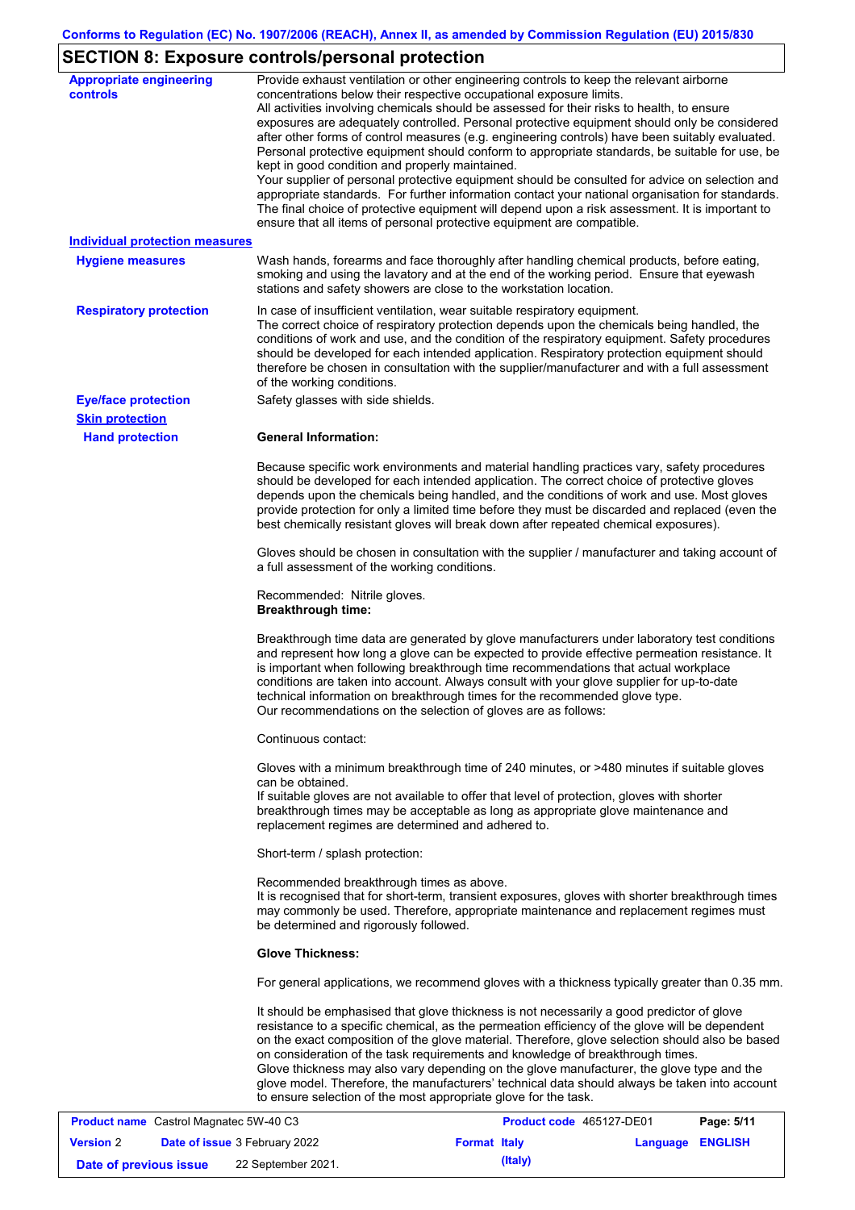## SECTION 8: Exposure controls/personal protection

**Appropriate engineering controls**

Provide exhaust ventilation or other engineering controls to keep the relevant airborne concentrations below their respective occupational exposure limits.
All activities involving chemicals should be assessed for their risks to health, to ensure exposures are adequately controlled. Personal protective equipment should only be considered after other forms of control measures (e.g. engineering controls) have been suitably evaluated. Personal protective equipment should conform to appropriate standards, be suitable for use, be kept in good condition and properly maintained.
Your supplier of personal protective equipment should be consulted for advice on selection and appropriate standards. For further information contact your national organisation for standards. The final choice of protective equipment will depend upon a risk assessment. It is important to ensure that all items of personal protective equipment are compatible.

**Individual protection measures**

**Hygiene measures**

Wash hands, forearms and face thoroughly after handling chemical products, before eating, smoking and using the lavatory and at the end of the working period. Ensure that eyewash stations and safety showers are close to the workstation location.

**Respiratory protection**

In case of insufficient ventilation, wear suitable respiratory equipment.
The correct choice of respiratory protection depends upon the chemicals being handled, the conditions of work and use, and the condition of the respiratory equipment. Safety procedures should be developed for each intended application. Respiratory protection equipment should therefore be chosen in consultation with the supplier/manufacturer and with a full assessment of the working conditions.

**Eye/face protection**

Safety glasses with side shields.

**Skin protection**

**Hand protection**

**General Information:**

Because specific work environments and material handling practices vary, safety procedures should be developed for each intended application. The correct choice of protective gloves depends upon the chemicals being handled, and the conditions of work and use. Most gloves provide protection for only a limited time before they must be discarded and replaced (even the best chemically resistant gloves will break down after repeated chemical exposures).

Gloves should be chosen in consultation with the supplier / manufacturer and taking account of a full assessment of the working conditions.

Recommended: Nitrile gloves.
**Breakthrough time:**

Breakthrough time data are generated by glove manufacturers under laboratory test conditions and represent how long a glove can be expected to provide effective permeation resistance. It is important when following breakthrough time recommendations that actual workplace conditions are taken into account. Always consult with your glove supplier for up-to-date technical information on breakthrough times for the recommended glove type.
Our recommendations on the selection of gloves are as follows:

Continuous contact:

Gloves with a minimum breakthrough time of 240 minutes, or >480 minutes if suitable gloves can be obtained.
If suitable gloves are not available to offer that level of protection, gloves with shorter breakthrough times may be acceptable as long as appropriate glove maintenance and replacement regimes are determined and adhered to.

Short-term / splash protection:

Recommended breakthrough times as above.
It is recognised that for short-term, transient exposures, gloves with shorter breakthrough times may commonly be used. Therefore, appropriate maintenance and replacement regimes must be determined and rigorously followed.

**Glove Thickness:**

For general applications, we recommend gloves with a thickness typically greater than 0.35 mm.

It should be emphasised that glove thickness is not necessarily a good predictor of glove resistance to a specific chemical, as the permeation efficiency of the glove will be dependent on the exact composition of the glove material. Therefore, glove selection should also be based on consideration of the task requirements and knowledge of breakthrough times.
Glove thickness may also vary depending on the glove manufacturer, the glove type and the glove model. Therefore, the manufacturers' technical data should always be taken into account to ensure selection of the most appropriate glove for the task.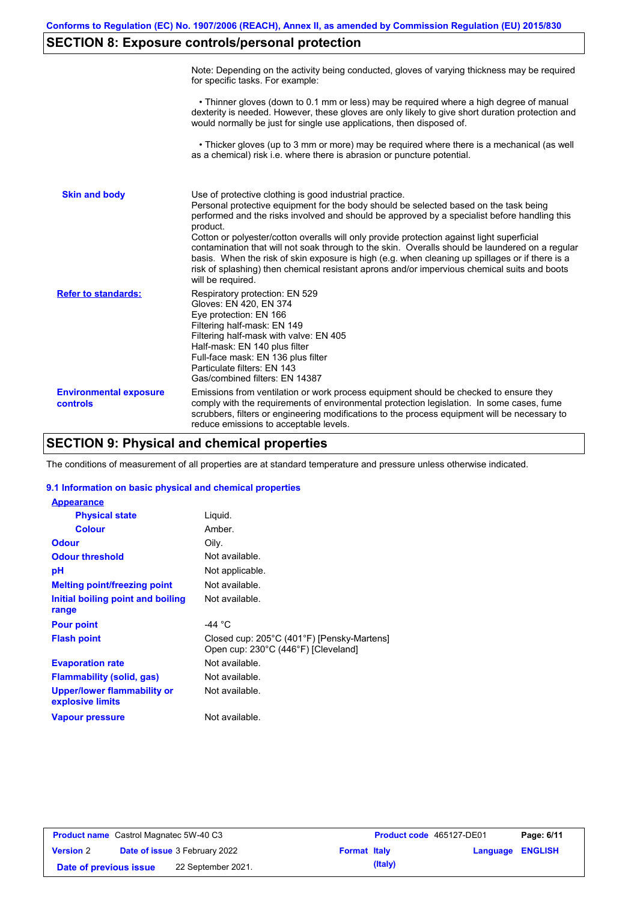## SECTION 8: Exposure controls/personal protection

Note: Depending on the activity being conducted, gloves of varying thickness may be required for specific tasks. For example:

• Thinner gloves (down to 0.1 mm or less) may be required where a high degree of manual dexterity is needed. However, these gloves are only likely to give short duration protection and would normally be just for single use applications, then disposed of.

• Thicker gloves (up to 3 mm or more) may be required where there is a mechanical (as well as a chemical) risk i.e. where there is abrasion or puncture potential.

**Skin and body**

Use of protective clothing is good industrial practice.
Personal protective equipment for the body should be selected based on the task being performed and the risks involved and should be approved by a specialist before handling this product.
Cotton or polyester/cotton overalls will only provide protection against light superficial contamination that will not soak through to the skin. Overalls should be laundered on a regular basis. When the risk of skin exposure is high (e.g. when cleaning up spillages or if there is a risk of splashing) then chemical resistant aprons and/or impervious chemical suits and boots will be required.

**Refer to standards:**

Respiratory protection: EN 529
Gloves: EN 420, EN 374
Eye protection: EN 166
Filtering half-mask: EN 149
Filtering half-mask with valve: EN 405
Half-mask: EN 140 plus filter
Full-face mask: EN 136 plus filter
Particulate filters: EN 143
Gas/combined filters: EN 14387

**Environmental exposure controls**

Emissions from ventilation or work process equipment should be checked to ensure they comply with the requirements of environmental protection legislation. In some cases, fume scrubbers, filters or engineering modifications to the process equipment will be necessary to reduce emissions to acceptable levels.

## SECTION 9: Physical and chemical properties

The conditions of measurement of all properties are at standard temperature and pressure unless otherwise indicated.

### 9.1 Information on basic physical and chemical properties

**Appearance**

| Property | Value |
|---|---|
| Physical state | Liquid. |
| Colour | Amber. |
| Odour | Oily. |
| Odour threshold | Not available. |
| pH | Not applicable. |
| Melting point/freezing point | Not available. |
| Initial boiling point and boiling range | Not available. |
| Pour point | -44 °C |
| Flash point | Closed cup: 205°C (401°F) [Pensky-Martens]<br>Open cup: 230°C (446°F) [Cleveland] |
| Evaporation rate | Not available. |
| Flammability (solid, gas) | Not available. |
| Upper/lower flammability or explosive limits | Not available. |
| Vapour pressure | Not available. |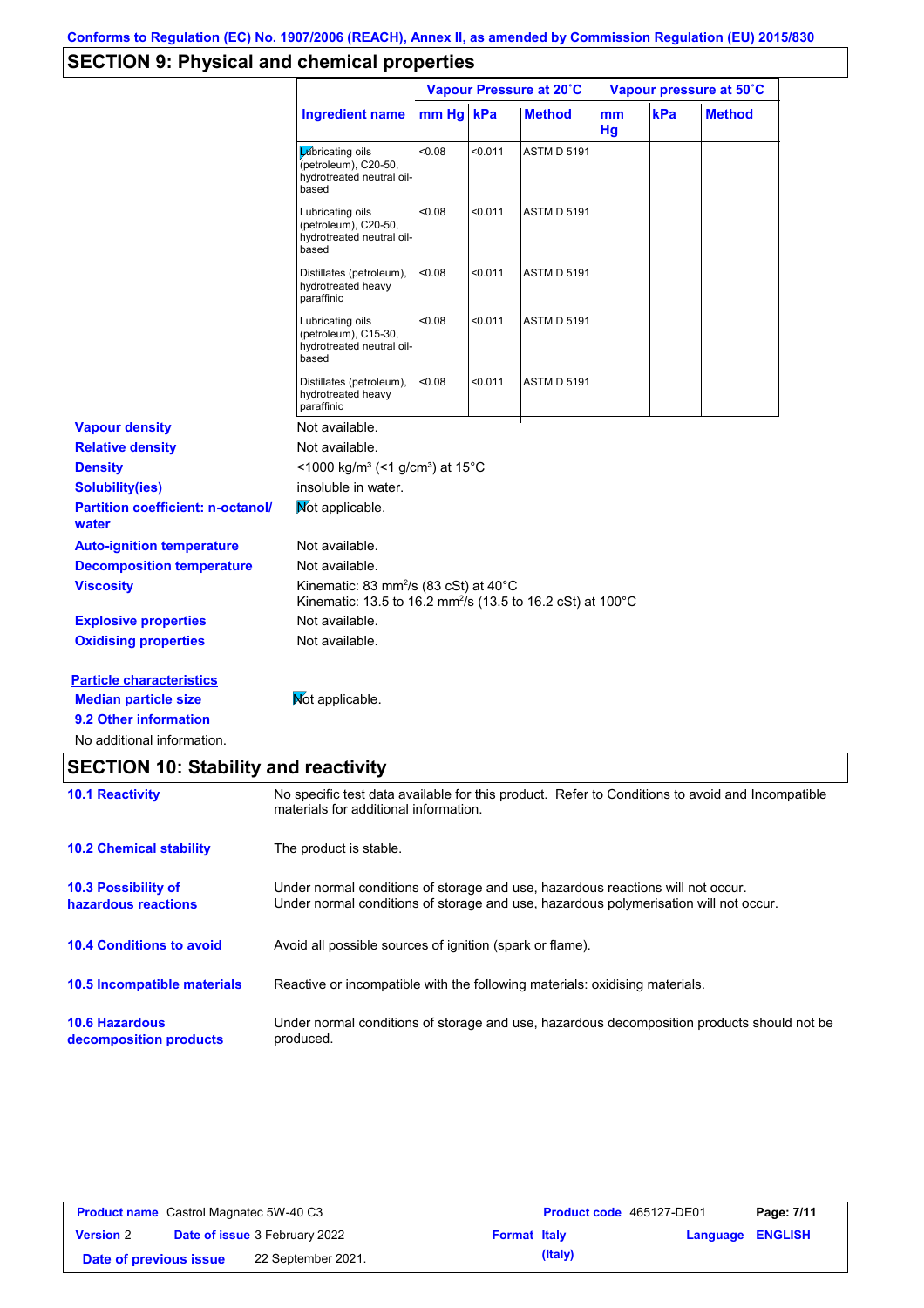Conforms to Regulation (EC) No. 1907/2006 (REACH), Annex II, as amended by Commission Regulation (EU) 2015/830

## SECTION 9: Physical and chemical properties

| | Vapour Pressure at 20˚C | | | Vapour pressure at 50˚C | | |
|---|---|---|---|---|---|---|
| Ingredient name | mm Hg | kPa | Method | mm Hg | kPa | Method |
| Lubricating oils (petroleum), C20-50, hydrotreated neutral oil-based | <0.08 | <0.011 | ASTM D 5191 | | | |
| Lubricating oils (petroleum), C20-50, hydrotreated neutral oil-based | <0.08 | <0.011 | ASTM D 5191 | | | |
| Distillates (petroleum), hydrotreated heavy paraffinic | <0.08 | <0.011 | ASTM D 5191 | | | |
| Lubricating oils (petroleum), C15-30, hydrotreated neutral oil-based | <0.08 | <0.011 | ASTM D 5191 | | | |
| Distillates (petroleum), hydrotreated heavy paraffinic | <0.08 | <0.011 | ASTM D 5191 | | | |

**Vapour density** Not available.

**Relative density** Not available.

**Density** <1000 kg/m³ (<1 g/cm³) at 15°C

**Solubility(ies)** insoluble in water.

**Partition coefficient: n-octanol/ water** Not applicable.

**Auto-ignition temperature** Not available.

**Decomposition temperature** Not available.

**Viscosity** Kinematic: 83 mm²/s (83 cSt) at 40°C
Kinematic: 13.5 to 16.2 mm²/s (13.5 to 16.2 cSt) at 100°C

**Explosive properties** Not available.

**Oxidising properties** Not available.

**Particle characteristics**

**Median particle size** Not applicable.

**9.2 Other information**

No additional information.

## SECTION 10: Stability and reactivity

**10.1 Reactivity** No specific test data available for this product. Refer to Conditions to avoid and Incompatible materials for additional information.

**10.2 Chemical stability** The product is stable.

**10.3 Possibility of hazardous reactions** Under normal conditions of storage and use, hazardous reactions will not occur.
Under normal conditions of storage and use, hazardous polymerisation will not occur.

**10.4 Conditions to avoid** Avoid all possible sources of ignition (spark or flame).

**10.5 Incompatible materials** Reactive or incompatible with the following materials: oxidising materials.

**10.6 Hazardous decomposition products** Under normal conditions of storage and use, hazardous decomposition products should not be produced.

| Product name Castrol Magnatec 5W-40 C3 | | Product code 465127-DE01 | Page: 7/11 |
|---|---|---|---|
| Version 2 | Date of issue 3 February 2022 | Format Italy (Italy) | Language ENGLISH |
| Date of previous issue | 22 September 2021. | | |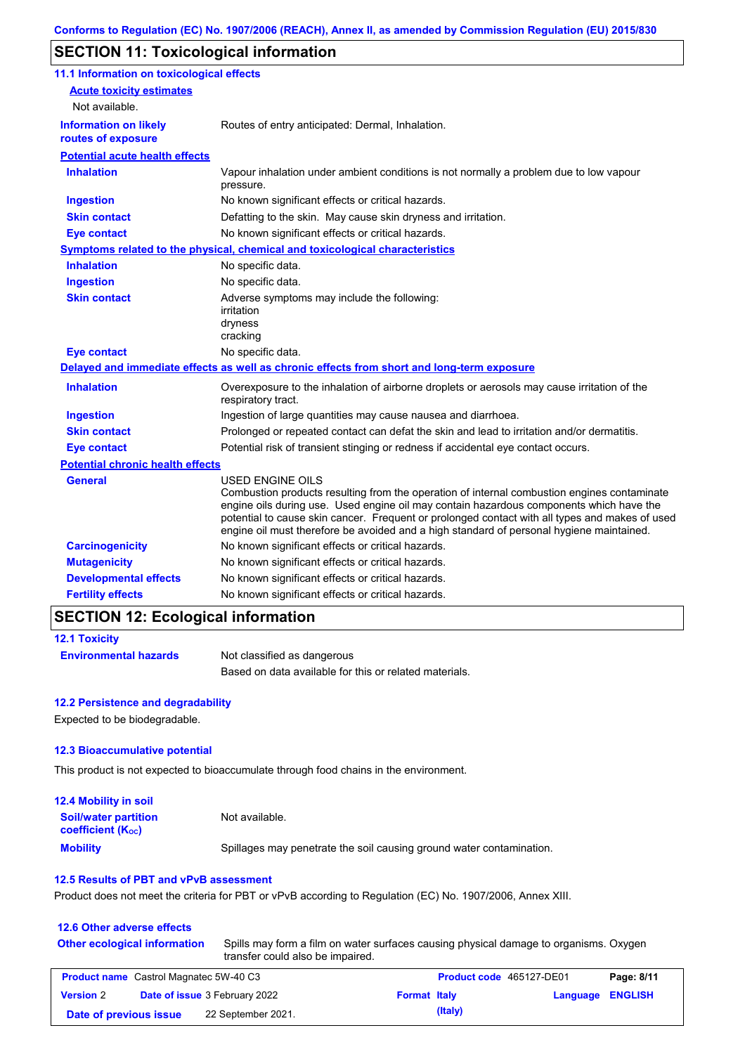## SECTION 11: Toxicological information

### 11.1 Information on toxicological effects

**Acute toxicity estimates**

Not available.

| | |
|---|---|
| **Information on likely routes of exposure** | Routes of entry anticipated: Dermal, Inhalation. |

**Potential acute health effects**

| | |
|---|---|
| **Inhalation** | Vapour inhalation under ambient conditions is not normally a problem due to low vapour pressure. |
| **Ingestion** | No known significant effects or critical hazards. |
| **Skin contact** | Defatting to the skin. May cause skin dryness and irritation. |
| **Eye contact** | No known significant effects or critical hazards. |

**Symptoms related to the physical, chemical and toxicological characteristics**

| | |
|---|---|
| **Inhalation** | No specific data. |
| **Ingestion** | No specific data. |
| **Skin contact** | Adverse symptoms may include the following:<br>irritation<br>dryness<br>cracking |
| **Eye contact** | No specific data. |

**Delayed and immediate effects as well as chronic effects from short and long-term exposure**

| | |
|---|---|
| **Inhalation** | Overexposure to the inhalation of airborne droplets or aerosols may cause irritation of the respiratory tract. |
| **Ingestion** | Ingestion of large quantities may cause nausea and diarrhoea. |
| **Skin contact** | Prolonged or repeated contact can defat the skin and lead to irritation and/or dermatitis. |
| **Eye contact** | Potential risk of transient stinging or redness if accidental eye contact occurs. |

**Potential chronic health effects**

| | |
|---|---|
| **General** | USED ENGINE OILS<br>Combustion products resulting from the operation of internal combustion engines contaminate engine oils during use. Used engine oil may contain hazardous components which have the potential to cause skin cancer. Frequent or prolonged contact with all types and makes of used engine oil must therefore be avoided and a high standard of personal hygiene maintained. |
| **Carcinogenicity** | No known significant effects or critical hazards. |
| **Mutagenicity** | No known significant effects or critical hazards. |
| **Developmental effects** | No known significant effects or critical hazards. |
| **Fertility effects** | No known significant effects or critical hazards. |

## SECTION 12: Ecological information

### 12.1 Toxicity

| | |
|---|---|
| **Environmental hazards** | Not classified as dangerous<br>Based on data available for this or related materials. |

### 12.2 Persistence and degradability

Expected to be biodegradable.

### 12.3 Bioaccumulative potential

This product is not expected to bioaccumulate through food chains in the environment.

### 12.4 Mobility in soil

| | |
|---|---|
| **Soil/water partition coefficient ($K_{OC}$)** | Not available. |
| **Mobility** | Spillages may penetrate the soil causing ground water contamination. |

### 12.5 Results of PBT and vPvB assessment

Product does not meet the criteria for PBT or vPvB according to Regulation (EC) No. 1907/2006, Annex XIII.

### 12.6 Other adverse effects

| | |
|---|---|
| **Other ecological information** | Spills may form a film on water surfaces causing physical damage to organisms. Oxygen transfer could also be impaired. |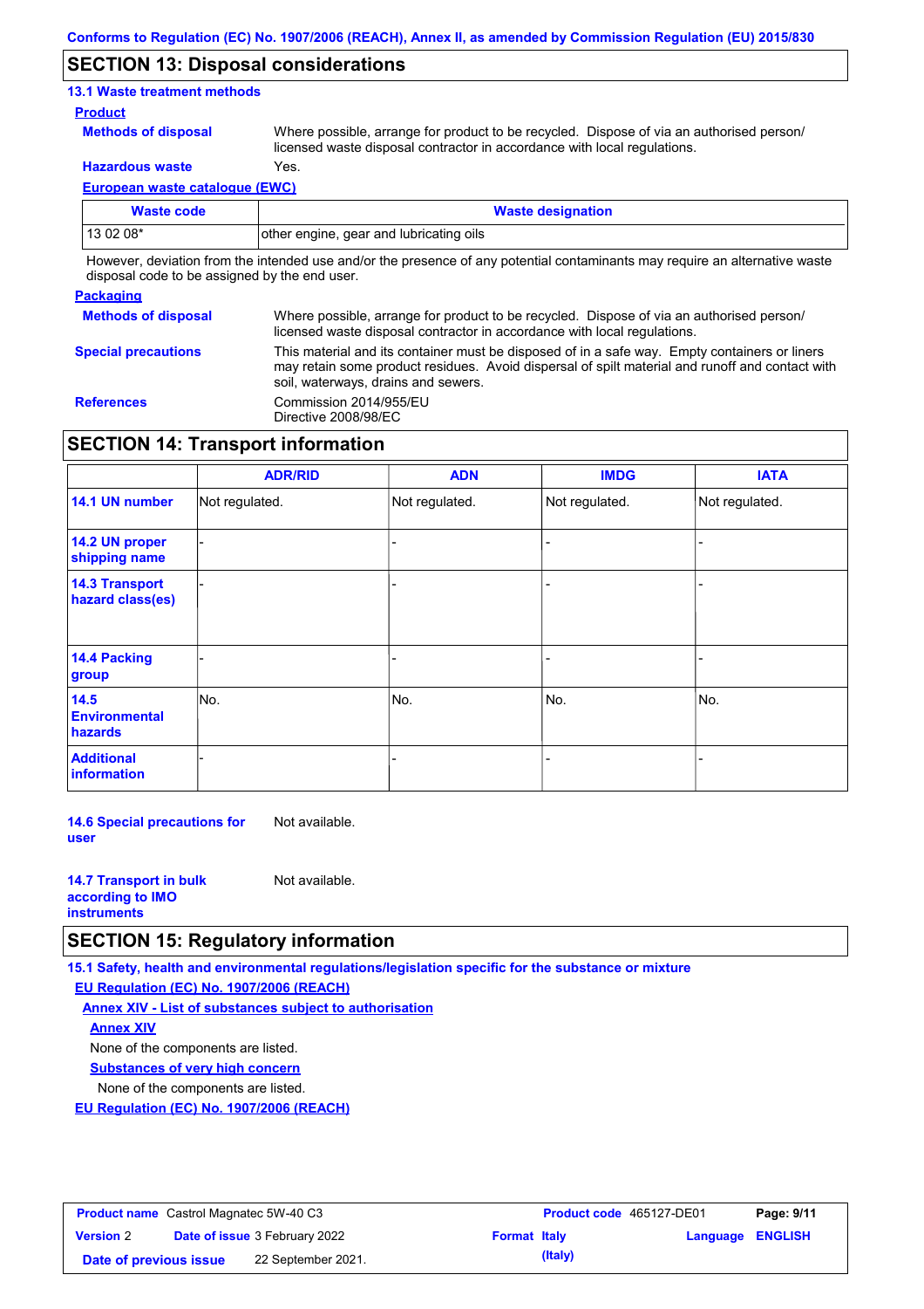## SECTION 13: Disposal considerations

### 13.1 Waste treatment methods

**Product**

**Methods of disposal** Where possible, arrange for product to be recycled. Dispose of via an authorised person/ licensed waste disposal contractor in accordance with local regulations.

**Hazardous waste** Yes.

**European waste catalogue (EWC)**

| Waste code | Waste designation |
|---|---|
| 13 02 08* | other engine, gear and lubricating oils |

However, deviation from the intended use and/or the presence of any potential contaminants may require an alternative waste disposal code to be assigned by the end user.

**Packaging**

**Methods of disposal** Where possible, arrange for product to be recycled. Dispose of via an authorised person/ licensed waste disposal contractor in accordance with local regulations.

**Special precautions** This material and its container must be disposed of in a safe way. Empty containers or liners may retain some product residues. Avoid dispersal of spilt material and runoff and contact with soil, waterways, drains and sewers.

**References** Commission 2014/955/EU
Directive 2008/98/EC

## SECTION 14: Transport information

| | ADR/RID | ADN | IMDG | IATA |
|---|---|---|---|---|
| 14.1 UN number | Not regulated. | Not regulated. | Not regulated. | Not regulated. |
| 14.2 UN proper shipping name | - | - | - | - |
| 14.3 Transport hazard class(es) | - | - | - | - |
| 14.4 Packing group | - | - | - | - |
| 14.5 Environmental hazards | No. | No. | No. | No. |
| Additional information | - | - | - | - |

**14.6 Special precautions for user** Not available.

**14.7 Transport in bulk according to IMO instruments** Not available.

## SECTION 15: Regulatory information

### 15.1 Safety, health and environmental regulations/legislation specific for the substance or mixture

**EU Regulation (EC) No. 1907/2006 (REACH)**

**Annex XIV - List of substances subject to authorisation**

**Annex XIV**

None of the components are listed.

**Substances of very high concern**

None of the components are listed.

**EU Regulation (EC) No. 1907/2006 (REACH)**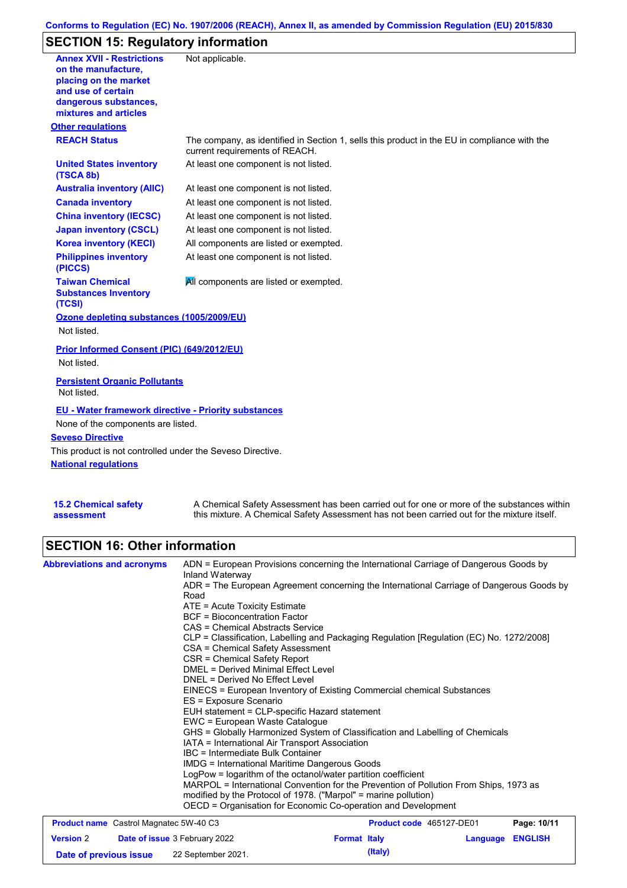## SECTION 15: Regulatory information

| | |
|---|---|
| **Annex XVII - Restrictions on the manufacture, placing on the market and use of certain dangerous substances, mixtures and articles** | Not applicable. |

**Other regulations**

| | |
|---|---|
| **REACH Status** | The company, as identified in Section 1, sells this product in the EU in compliance with the current requirements of REACH. |
| **United States inventory (TSCA 8b)** | At least one component is not listed. |
| **Australia inventory (AIIC)** | At least one component is not listed. |
| **Canada inventory** | At least one component is not listed. |
| **China inventory (IECSC)** | At least one component is not listed. |
| **Japan inventory (CSCL)** | At least one component is not listed. |
| **Korea inventory (KECI)** | All components are listed or exempted. |
| **Philippines inventory (PICCS)** | At least one component is not listed. |
| **Taiwan Chemical Substances Inventory (TCSI)** | All components are listed or exempted. |

**Ozone depleting substances (1005/2009/EU)**

Not listed.

**Prior Informed Consent (PIC) (649/2012/EU)**

Not listed.

**Persistent Organic Pollutants**

Not listed.

**EU - Water framework directive - Priority substances**

None of the components are listed.

**Seveso Directive**

This product is not controlled under the Seveso Directive.

**National regulations**

| | |
|---|---|
| **15.2 Chemical safety assessment** | A Chemical Safety Assessment has been carried out for one or more of the substances within this mixture. A Chemical Safety Assessment has not been carried out for the mixture itself. |

## SECTION 16: Other information

**Abbreviations and acronyms**

ADN = European Provisions concerning the International Carriage of Dangerous Goods by Inland Waterway
ADR = The European Agreement concerning the International Carriage of Dangerous Goods by Road
ATE = Acute Toxicity Estimate
BCF = Bioconcentration Factor
CAS = Chemical Abstracts Service
CLP = Classification, Labelling and Packaging Regulation [Regulation (EC) No. 1272/2008]
CSA = Chemical Safety Assessment
CSR = Chemical Safety Report
DMEL = Derived Minimal Effect Level
DNEL = Derived No Effect Level
EINECS = European Inventory of Existing Commercial chemical Substances
ES = Exposure Scenario
EUH statement = CLP-specific Hazard statement
EWC = European Waste Catalogue
GHS = Globally Harmonized System of Classification and Labelling of Chemicals
IATA = International Air Transport Association
IBC = Intermediate Bulk Container
IMDG = International Maritime Dangerous Goods
LogPow = logarithm of the octanol/water partition coefficient
MARPOL = International Convention for the Prevention of Pollution From Ships, 1973 as modified by the Protocol of 1978. ("Marpol" = marine pollution)
OECD = Organisation for Economic Co-operation and Development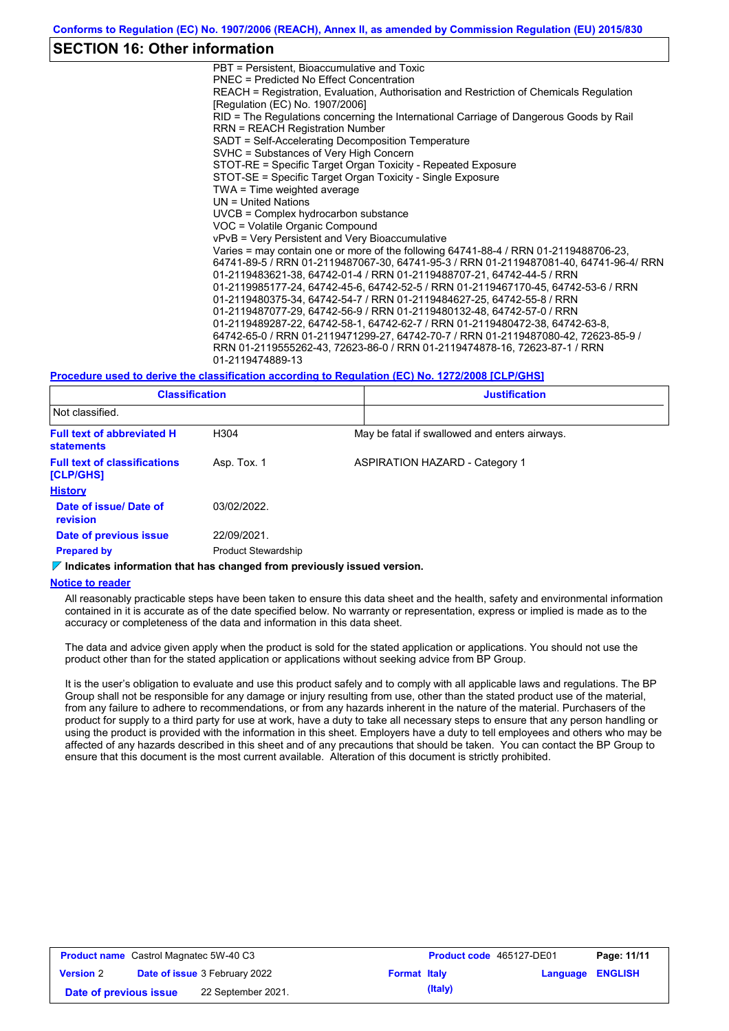## SECTION 16: Other information

PBT = Persistent, Bioaccumulative and Toxic
PNEC = Predicted No Effect Concentration
REACH = Registration, Evaluation, Authorisation and Restriction of Chemicals Regulation [Regulation (EC) No. 1907/2006]
RID = The Regulations concerning the International Carriage of Dangerous Goods by Rail
RRN = REACH Registration Number
SADT = Self-Accelerating Decomposition Temperature
SVHC = Substances of Very High Concern
STOT-RE = Specific Target Organ Toxicity - Repeated Exposure
STOT-SE = Specific Target Organ Toxicity - Single Exposure
TWA = Time weighted average
UN = United Nations
UVCB = Complex hydrocarbon substance
VOC = Volatile Organic Compound
vPvB = Very Persistent and Very Bioaccumulative
Varies = may contain one or more of the following 64741-88-4 / RRN 01-2119488706-23, 64741-89-5 / RRN 01-2119487067-30, 64741-95-3 / RRN 01-2119487081-40, 64741-96-4/ RRN 01-2119483621-38, 64742-01-4 / RRN 01-2119488707-21, 64742-44-5 / RRN 01-2119985177-24, 64742-45-6, 64742-52-5 / RRN 01-2119467170-45, 64742-53-6 / RRN 01-2119480375-34, 64742-54-7 / RRN 01-2119484627-25, 64742-55-8 / RRN 01-2119487077-29, 64742-56-9 / RRN 01-2119480132-48, 64742-57-0 / RRN 01-2119489287-22, 64742-58-1, 64742-62-7 / RRN 01-2119480472-38, 64742-63-8, 64742-65-0 / RRN 01-2119471299-27, 64742-70-7 / RRN 01-2119487080-42, 72623-85-9 / RRN 01-2119555262-43, 72623-86-0 / RRN 01-2119474878-16, 72623-87-1 / RRN 01-2119474889-13

**Procedure used to derive the classification according to Regulation (EC) No. 1272/2008 [CLP/GHS]**

| Classification | Justification |
| --- | --- |
| Not classified. | |

**Full text of abbreviated H statements** — H304 — May be fatal if swallowed and enters airways.

**Full text of classifications [CLP/GHS]** — Asp. Tox. 1 — ASPIRATION HAZARD - Category 1

**History**

**Date of issue/ Date of revision**: 03/02/2022.

**Date of previous issue**: 22/09/2021.

**Prepared by**: Product Stewardship

**Indicates information that has changed from previously issued version.**

**Notice to reader**

All reasonably practicable steps have been taken to ensure this data sheet and the health, safety and environmental information contained in it is accurate as of the date specified below. No warranty or representation, express or implied is made as to the accuracy or completeness of the data and information in this data sheet.

The data and advice given apply when the product is sold for the stated application or applications. You should not use the product other than for the stated application or applications without seeking advice from BP Group.

It is the user's obligation to evaluate and use this product safely and to comply with all applicable laws and regulations. The BP Group shall not be responsible for any damage or injury resulting from use, other than the stated product use of the material, from any failure to adhere to recommendations, or from any hazards inherent in the nature of the material. Purchasers of the product for supply to a third party for use at work, have a duty to take all necessary steps to ensure that any person handling or using the product is provided with the information in this sheet. Employers have a duty to tell employees and others who may be affected of any hazards described in this sheet and of any precautions that should be taken. You can contact the BP Group to ensure that this document is the most current available. Alteration of this document is strictly prohibited.